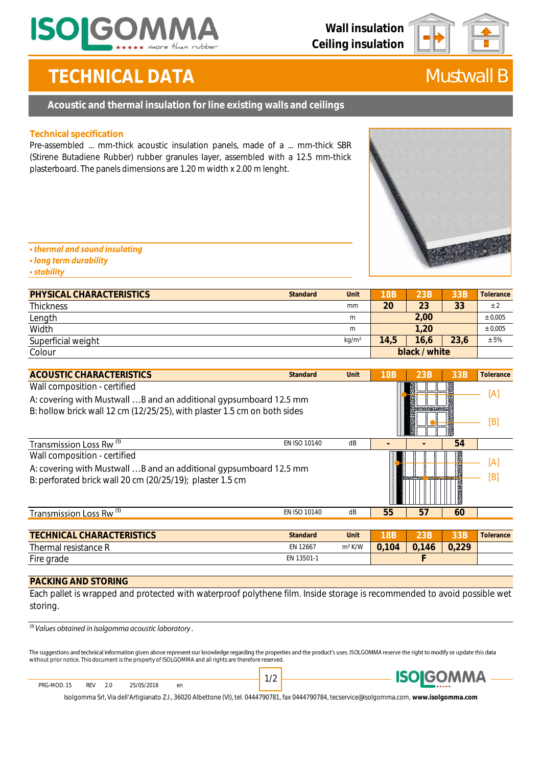# TECHNICAL DATA — Mustwall B

Wall insulation
Ceiling insulation

## Acoustic and thermal insulation for line existing walls and ceilings

### Technical specification

Pre-assembled ... mm-thick acoustic insulation panels, made of a ... mm-thick SBR (Stirene Butadiene Rubber) rubber granules layer, assembled with a 12.5 mm-thick plasterboard. The panels dimensions are 1.20 m width x 2.00 m lenght.

- *thermal and sound insulating*
- *long term durability*
- *stability*

| PHYSICAL CHARACTERISTICS | Standard | Unit | 18B | 23B | 33B | Tolerance |
|---|---|---|---|---|---|---|
| Thickness | | mm | 20 | 23 | 33 | ± 2 |
| Length | | m | | 2,00 | | ± 0,005 |
| Width | | m | | 1,20 | | ± 0,005 |
| Superficial weight | | kg/m² | 14,5 | 16,6 | 23,6 | ± 5% |
| Colour | | | | black / white | | |

| ACOUSTIC CHARACTERISTICS | Standard | Unit | 18B | 23B | 33B | Tolerance |
|---|---|---|---|---|---|---|
| Wall composition - certified<br>A: covering with Mustwall …B and an additional gypsumboard 12.5 mm<br>B: hollow brick wall 12 cm (12/25/25), with plaster 1.5 cm on both sides | | | | | | [A]<br>[B] |
| Transmission Loss Rw [1] | EN ISO 10140 | dB | - | - | 54 | |
| Wall composition - certified<br>A: covering with Mustwall …B and an additional gypsumboard 12.5 mm<br>B: perforated brick wall 20 cm (20/25/19); plaster 1.5 cm | | | | | | [A]<br>[B] |
| Transmission Loss Rw [1] | EN ISO 10140 | dB | 55 | 57 | 60 | |

| TECHNICAL CHARACTERISTICS | Standard | Unit | 18B | 23B | 33B | Tolerance |
|---|---|---|---|---|---|---|
| Thermal resistance R | EN 12667 | m² K/W | 0,104 | 0,146 | 0,229 | |
| Fire grade | EN 13501-1 | | | F | | |

### PACKING AND STORING

Each pallet is wrapped and protected with waterproof polythene film. Inside storage is recommended to avoid possible wet storing.

[1] *Values obtained in Isolgomma acoustic laboratory .*

The suggestions and technical information given above represent our knowledge regarding the properties and the product's uses. ISOLGOMMA reserve the right to modify or update this data without prior notice. This document is the property of ISOLGOMMA and all rights are therefore reserved.

PRG-MOD. 15 REV 2.0 25/05/2018 en

Isolgomma Srl, Via dell'Artigianato Z.I., 36020 Albettone (VI), tel. 0444790781, fax 0444790784, tecservice@isolgomma.com, **www.isolgomma.com**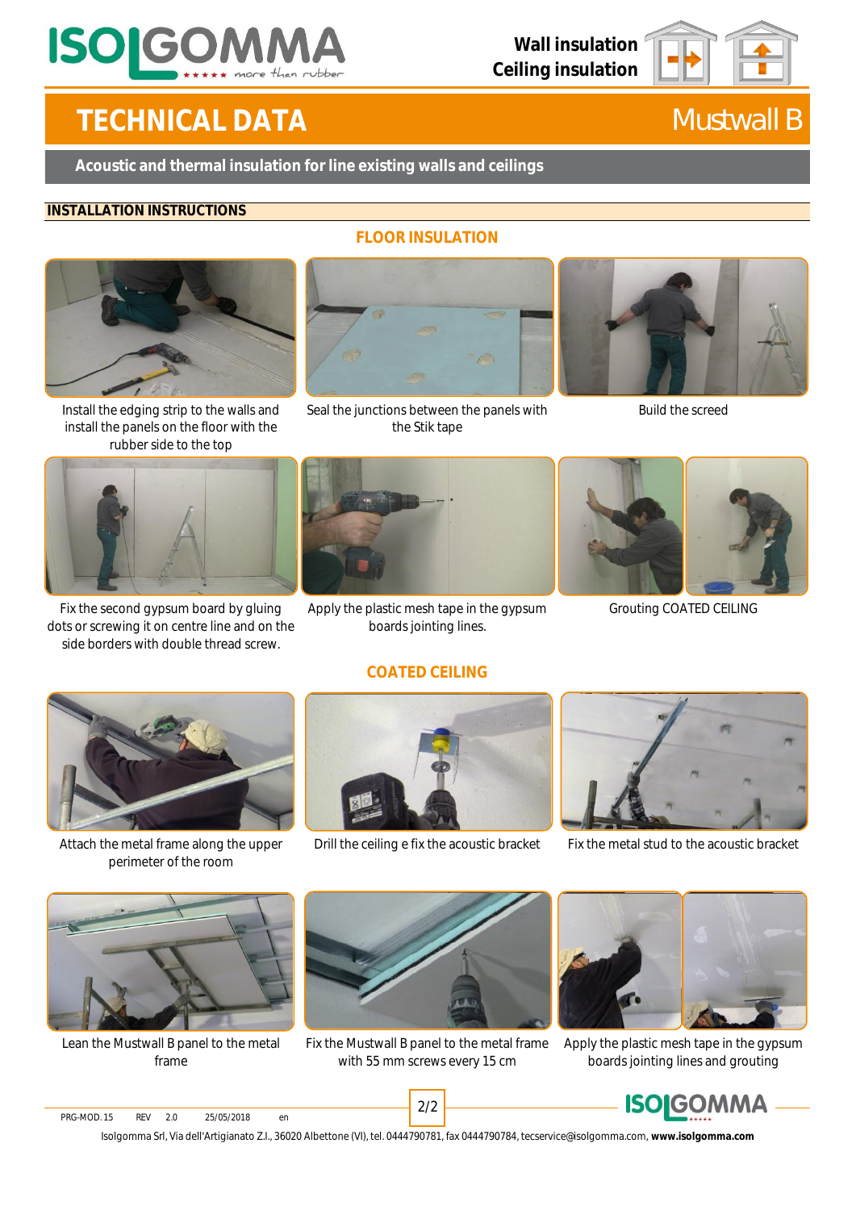# TECHNICAL DATA

## Mustwall B

**Acoustic and thermal insulation for line existing walls and ceilings**

### INSTALLATION INSTRUCTIONS

#### FLOOR INSULATION

Install the edging strip to the walls and install the panels on the floor with the rubber side to the top

Seal the junctions between the panels with the Stik tape

Build the screed

Fix the second gypsum board by gluing dots or screwing it on centre line and on the side borders with double thread screw.

Apply the plastic mesh tape in the gypsum boards jointing lines.

Grouting COATED CEILING

#### COATED CEILING

Attach the metal frame along the upper perimeter of the room

Drill the ceiling e fix the acoustic bracket

Fix the metal stud to the acoustic bracket

Lean the Mustwall B panel to the metal frame

Fix the Mustwall B panel to the metal frame with 55 mm screws every 15 cm

Apply the plastic mesh tape in the gypsum boards jointing lines and grouting

PRG-MOD.15 REV 2.0 25/05/2018 en

Isolgomma Srl, Via dell'Artigianato Z.I., 36020 Albettone (VI), tel. 0444790781, fax 0444790784, tecservice@isolgomma.com, **www.isolgomma.com**